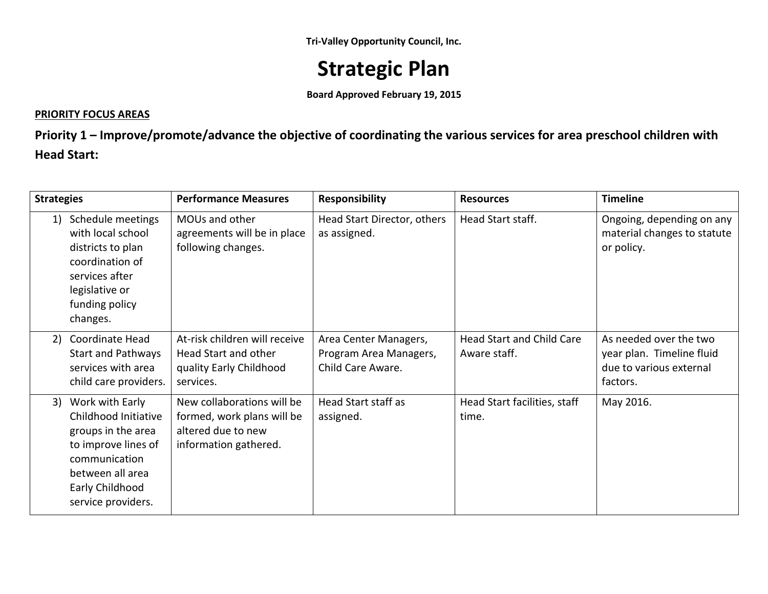**Tri-Valley Opportunity Council, Inc.**

# Strategic Plan

**Board Approved February 19, 2015**

**PRIORITY FOCUS AREAS**

## Priority 1 – Improve/promote/advance the objective of coordinating the various services for area preschool children with Head Start:

| Strategies | Performance Measures | Responsibility | Resources | Timeline |
|---|---|---|---|---|
| 1) Schedule meetings with local school districts to plan coordination of services after legislative or funding policy changes. | MOUs and other agreements will be in place following changes. | Head Start Director, others as assigned. | Head Start staff. | Ongoing, depending on any material changes to statute or policy. |
| 2) Coordinate Head Start and Pathways services with area child care providers. | At-risk children will receive Head Start and other quality Early Childhood services. | Area Center Managers, Program Area Managers, Child Care Aware. | Head Start and Child Care Aware staff. | As needed over the two year plan. Timeline fluid due to various external factors. |
| 3) Work with Early Childhood Initiative groups in the area to improve lines of communication between all area Early Childhood service providers. | New collaborations will be formed, work plans will be altered due to new information gathered. | Head Start staff as assigned. | Head Start facilities, staff time. | May 2016. |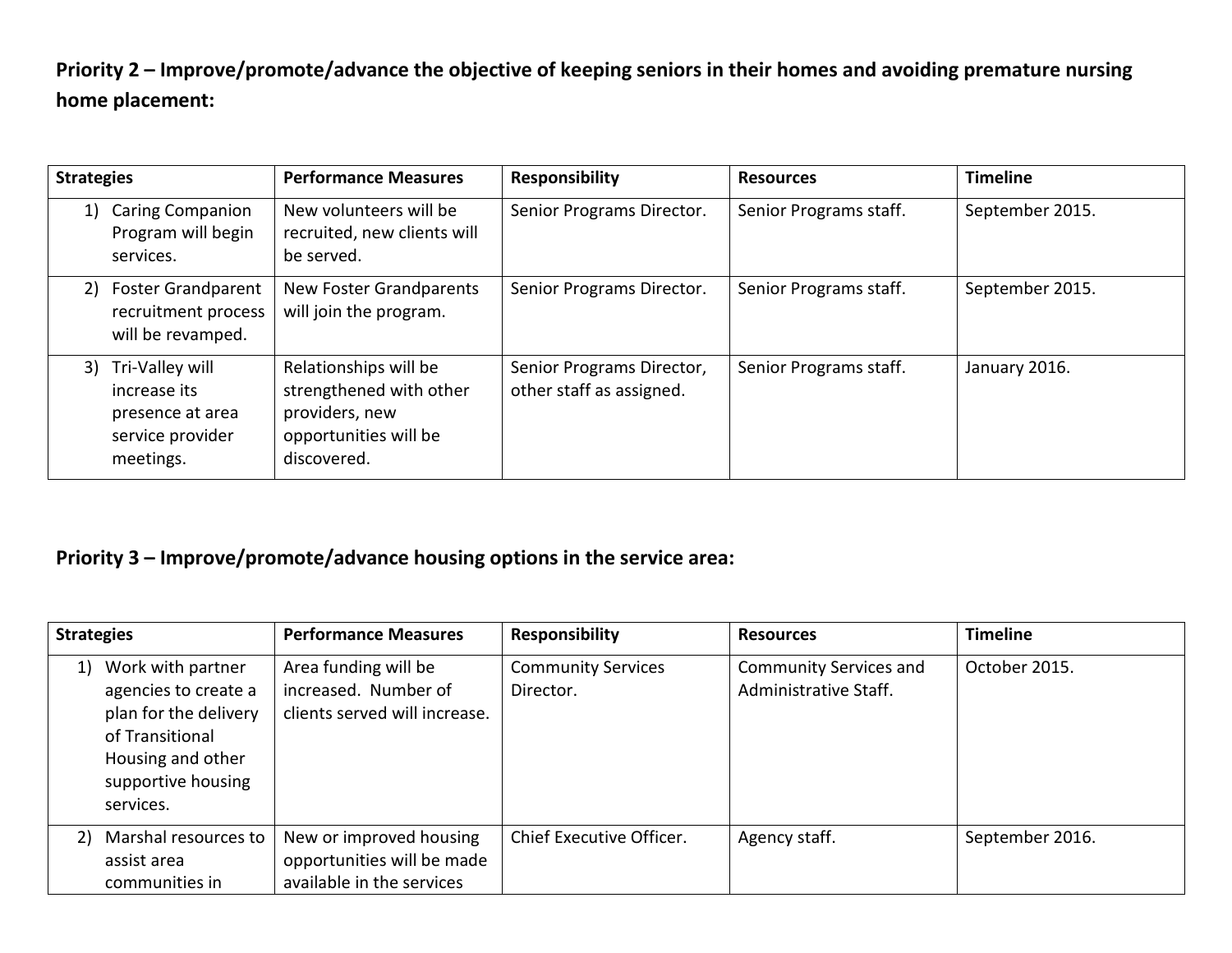**Priority 2 – Improve/promote/advance the objective of keeping seniors in their homes and avoiding premature nursing home placement:**

| Strategies | Performance Measures | Responsibility | Resources | Timeline |
|---|---|---|---|---|
| 1) Caring Companion Program will begin services. | New volunteers will be recruited, new clients will be served. | Senior Programs Director. | Senior Programs staff. | September 2015. |
| 2) Foster Grandparent recruitment process will be revamped. | New Foster Grandparents will join the program. | Senior Programs Director. | Senior Programs staff. | September 2015. |
| 3) Tri-Valley will increase its presence at area service provider meetings. | Relationships will be strengthened with other providers, new opportunities will be discovered. | Senior Programs Director, other staff as assigned. | Senior Programs staff. | January 2016. |

**Priority 3 – Improve/promote/advance housing options in the service area:**

| Strategies | Performance Measures | Responsibility | Resources | Timeline |
|---|---|---|---|---|
| 1) Work with partner agencies to create a plan for the delivery of Transitional Housing and other supportive housing services. | Area funding will be increased. Number of clients served will increase. | Community Services Director. | Community Services and Administrative Staff. | October 2015. |
| 2) Marshal resources to assist area communities in | New or improved housing opportunities will be made available in the services | Chief Executive Officer. | Agency staff. | September 2016. |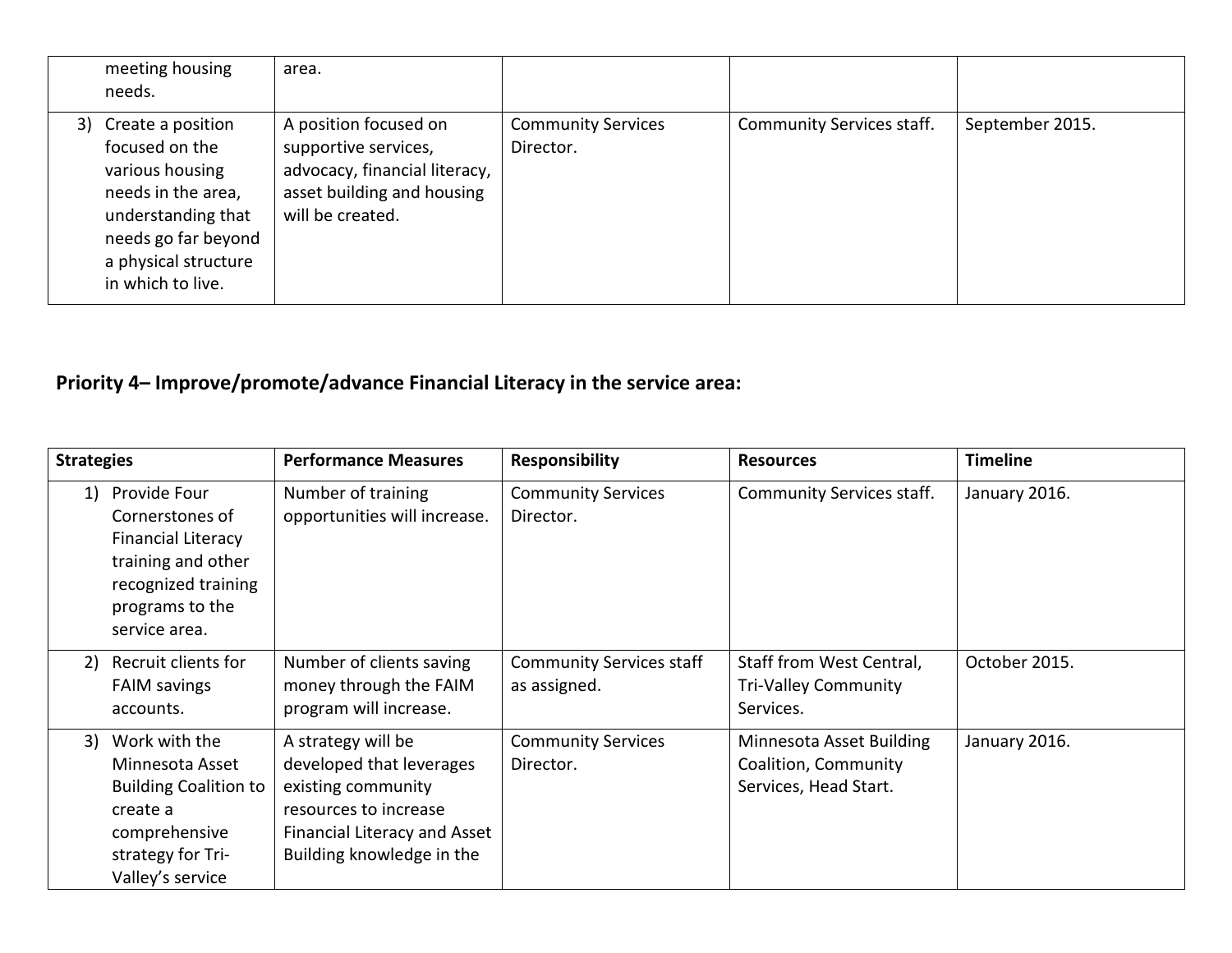| | | | | |
|---|---|---|---|---|
| meeting housing needs. | area. | | | |
| 3) Create a position focused on the various housing needs in the area, understanding that needs go far beyond a physical structure in which to live. | A position focused on supportive services, advocacy, financial literacy, asset building and housing will be created. | Community Services Director. | Community Services staff. | September 2015. |

## Priority 4– Improve/promote/advance Financial Literacy in the service area:

| Strategies | Performance Measures | Responsibility | Resources | Timeline |
|---|---|---|---|---|
| 1) Provide Four Cornerstones of Financial Literacy training and other recognized training programs to the service area. | Number of training opportunities will increase. | Community Services Director. | Community Services staff. | January 2016. |
| 2) Recruit clients for FAIM savings accounts. | Number of clients saving money through the FAIM program will increase. | Community Services staff as assigned. | Staff from West Central, Tri-Valley Community Services. | October 2015. |
| 3) Work with the Minnesota Asset Building Coalition to create a comprehensive strategy for Tri-Valley's service | A strategy will be developed that leverages existing community resources to increase Financial Literacy and Asset Building knowledge in the | Community Services Director. | Minnesota Asset Building Coalition, Community Services, Head Start. | January 2016. |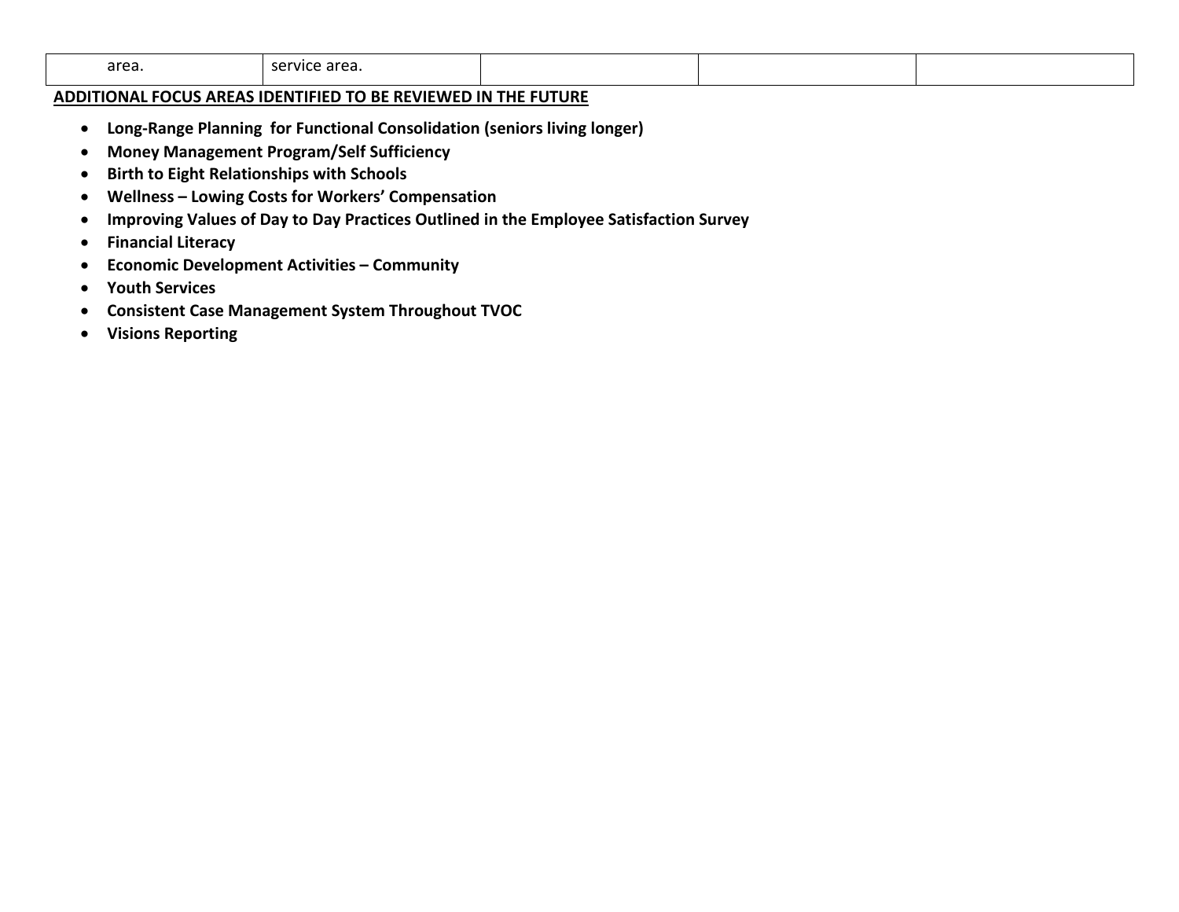| | | | | |
|---|---|---|---|---|
| area. | service area. | | | |

**ADDITIONAL FOCUS AREAS IDENTIFIED TO BE REVIEWED IN THE FUTURE**

- **Long-Range Planning for Functional Consolidation (seniors living longer)**
- **Money Management Program/Self Sufficiency**
- **Birth to Eight Relationships with Schools**
- **Wellness – Lowing Costs for Workers' Compensation**
- **Improving Values of Day to Day Practices Outlined in the Employee Satisfaction Survey**
- **Financial Literacy**
- **Economic Development Activities – Community**
- **Youth Services**
- **Consistent Case Management System Throughout TVOC**
- **Visions Reporting**